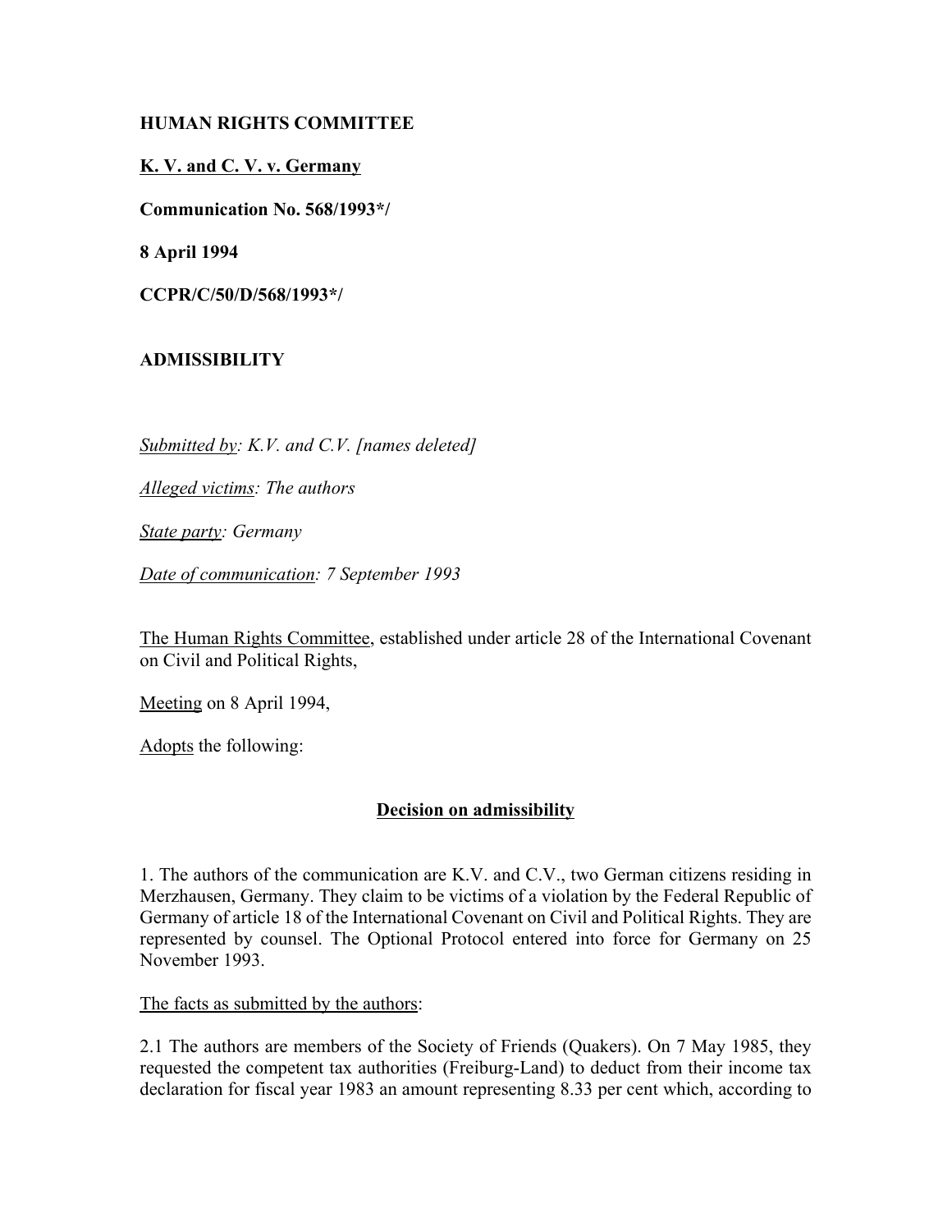**HUMAN RIGHTS COMMITTEE**

**K. V. and C. V. v. Germany**

**Communication No. 568/1993*/**

**8 April 1994**

**CCPR/C/50/D/568/1993*/**

**ADMISSIBILITY**

*Submitted by: K.V. and C.V. [names deleted]*

*Alleged victims: The authors*

*State party: Germany*

*Date of communication: 7 September 1993*

The Human Rights Committee, established under article 28 of the International Covenant on Civil and Political Rights,

Meeting on 8 April 1994,

Adopts the following:

## Decision on admissibility

1. The authors of the communication are K.V. and C.V., two German citizens residing in Merzhausen, Germany. They claim to be victims of a violation by the Federal Republic of Germany of article 18 of the International Covenant on Civil and Political Rights. They are represented by counsel. The Optional Protocol entered into force for Germany on 25 November 1993.

The facts as submitted by the authors:

2.1 The authors are members of the Society of Friends (Quakers). On 7 May 1985, they requested the competent tax authorities (Freiburg-Land) to deduct from their income tax declaration for fiscal year 1983 an amount representing 8.33 per cent which, according to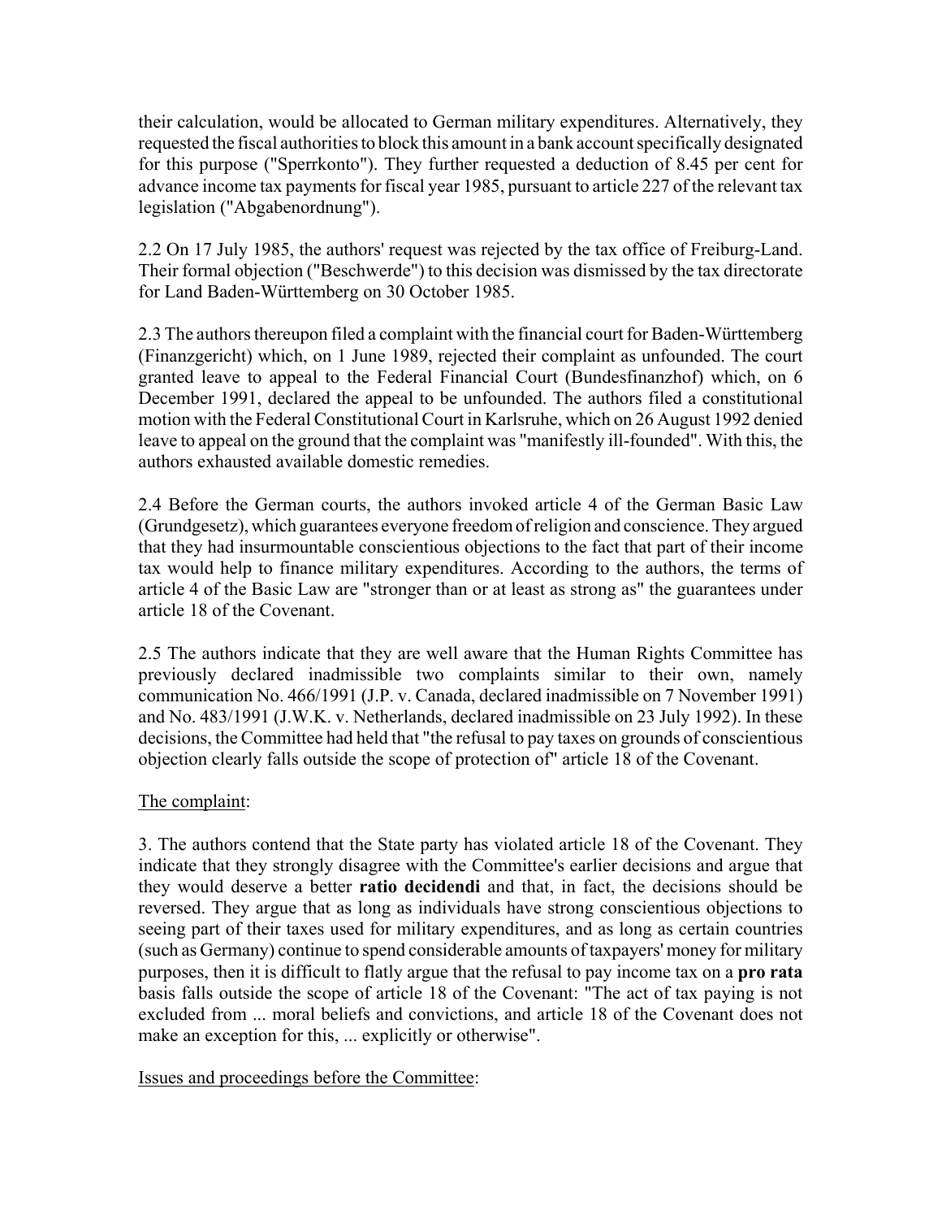their calculation, would be allocated to German military expenditures. Alternatively, they requested the fiscal authorities to block this amount in a bank account specifically designated for this purpose ("Sperrkonto"). They further requested a deduction of 8.45 per cent for advance income tax payments for fiscal year 1985, pursuant to article 227 of the relevant tax legislation ("Abgabenordnung").

2.2 On 17 July 1985, the authors' request was rejected by the tax office of Freiburg-Land. Their formal objection ("Beschwerde") to this decision was dismissed by the tax directorate for Land Baden-Württemberg on 30 October 1985.

2.3 The authors thereupon filed a complaint with the financial court for Baden-Württemberg (Finanzgericht) which, on 1 June 1989, rejected their complaint as unfounded. The court granted leave to appeal to the Federal Financial Court (Bundesfinanzhof) which, on 6 December 1991, declared the appeal to be unfounded. The authors filed a constitutional motion with the Federal Constitutional Court in Karlsruhe, which on 26 August 1992 denied leave to appeal on the ground that the complaint was "manifestly ill-founded". With this, the authors exhausted available domestic remedies.

2.4 Before the German courts, the authors invoked article 4 of the German Basic Law (Grundgesetz), which guarantees everyone freedom of religion and conscience. They argued that they had insurmountable conscientious objections to the fact that part of their income tax would help to finance military expenditures. According to the authors, the terms of article 4 of the Basic Law are "stronger than or at least as strong as" the guarantees under article 18 of the Covenant.

2.5 The authors indicate that they are well aware that the Human Rights Committee has previously declared inadmissible two complaints similar to their own, namely communication No. 466/1991 (J.P. v. Canada, declared inadmissible on 7 November 1991) and No. 483/1991 (J.W.K. v. Netherlands, declared inadmissible on 23 July 1992). In these decisions, the Committee had held that "the refusal to pay taxes on grounds of conscientious objection clearly falls outside the scope of protection of" article 18 of the Covenant.

The complaint:

3. The authors contend that the State party has violated article 18 of the Covenant. They indicate that they strongly disagree with the Committee's earlier decisions and argue that they would deserve a better **ratio decidendi** and that, in fact, the decisions should be reversed. They argue that as long as individuals have strong conscientious objections to seeing part of their taxes used for military expenditures, and as long as certain countries (such as Germany) continue to spend considerable amounts of taxpayers' money for military purposes, then it is difficult to flatly argue that the refusal to pay income tax on a **pro rata** basis falls outside the scope of article 18 of the Covenant: "The act of tax paying is not excluded from ... moral beliefs and convictions, and article 18 of the Covenant does not make an exception for this, ... explicitly or otherwise".

Issues and proceedings before the Committee: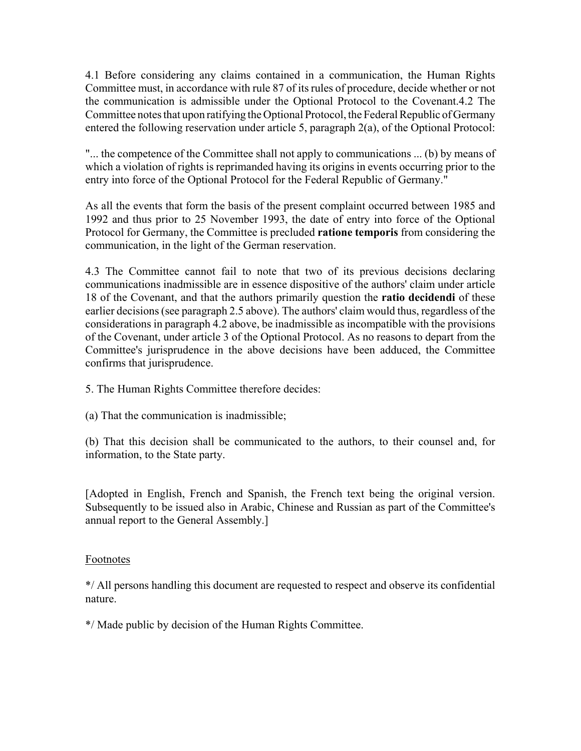4.1 Before considering any claims contained in a communication, the Human Rights Committee must, in accordance with rule 87 of its rules of procedure, decide whether or not the communication is admissible under the Optional Protocol to the Covenant.4.2 The Committee notes that upon ratifying the Optional Protocol, the Federal Republic of Germany entered the following reservation under article 5, paragraph 2(a), of the Optional Protocol:

"... the competence of the Committee shall not apply to communications ... (b) by means of which a violation of rights is reprimanded having its origins in events occurring prior to the entry into force of the Optional Protocol for the Federal Republic of Germany."

As all the events that form the basis of the present complaint occurred between 1985 and 1992 and thus prior to 25 November 1993, the date of entry into force of the Optional Protocol for Germany, the Committee is precluded **ratione temporis** from considering the communication, in the light of the German reservation.

4.3 The Committee cannot fail to note that two of its previous decisions declaring communications inadmissible are in essence dispositive of the authors' claim under article 18 of the Covenant, and that the authors primarily question the **ratio decidendi** of these earlier decisions (see paragraph 2.5 above). The authors' claim would thus, regardless of the considerations in paragraph 4.2 above, be inadmissible as incompatible with the provisions of the Covenant, under article 3 of the Optional Protocol. As no reasons to depart from the Committee's jurisprudence in the above decisions have been adduced, the Committee confirms that jurisprudence.

5. The Human Rights Committee therefore decides:

(a) That the communication is inadmissible;

(b) That this decision shall be communicated to the authors, to their counsel and, for information, to the State party.

[Adopted in English, French and Spanish, the French text being the original version. Subsequently to be issued also in Arabic, Chinese and Russian as part of the Committee's annual report to the General Assembly.]

<u>Footnotes</u>

*/ All persons handling this document are requested to respect and observe its confidential nature.

*/ Made public by decision of the Human Rights Committee.